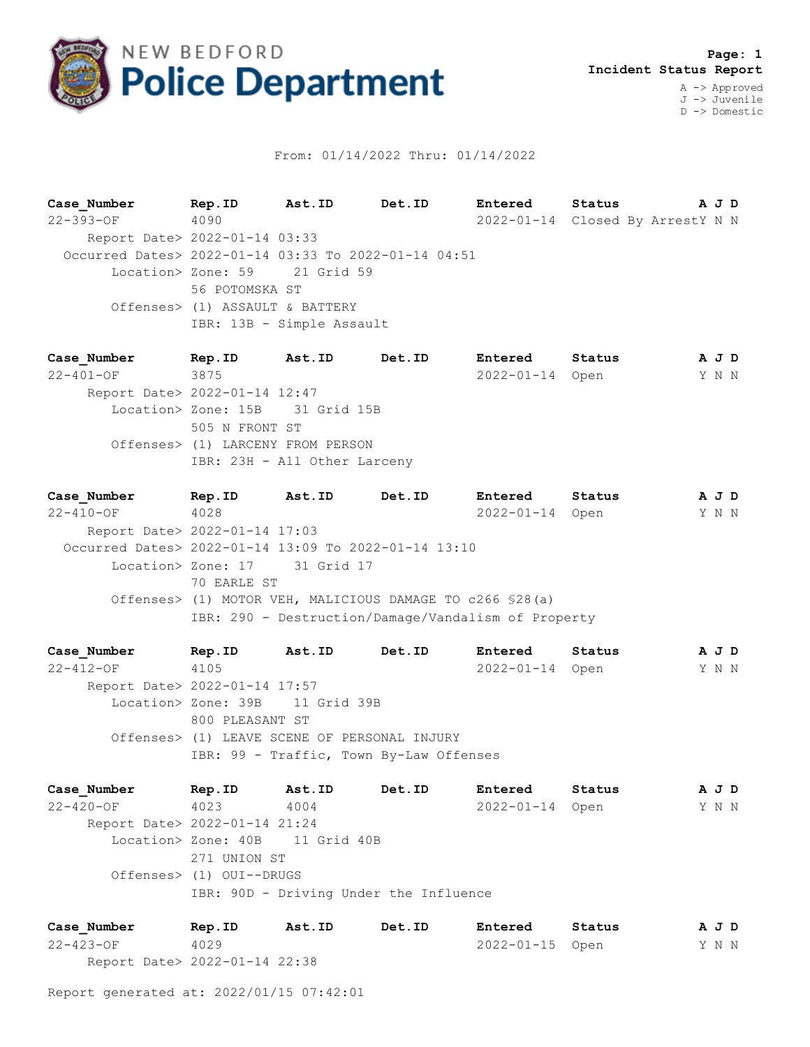# NEW BEDFORD Police Department

**Page: 1**
**Incident Status Report**

A -> Approved
J -> Juvenile
D -> Domestic

From: 01/14/2022 Thru: 01/14/2022

| Case_Number | Rep.ID | Ast.ID | Det.ID | Entered | Status | A J D |
|---|---|---|---|---|---|---|
| 22-393-OF | 4090 | | | 2022-01-14 | Closed By Arrest | Y N N |

Report Date> 2022-01-14 03:33
Occurred Dates> 2022-01-14 03:33 To 2022-01-14 04:51
Location> Zone: 59 21 Grid 59
56 POTOMSKA ST
Offenses> (1) ASSAULT & BATTERY
IBR: 13B - Simple Assault

| Case_Number | Rep.ID | Ast.ID | Det.ID | Entered | Status | A J D |
|---|---|---|---|---|---|---|
| 22-401-OF | 3875 | | | 2022-01-14 | Open | Y N N |

Report Date> 2022-01-14 12:47
Location> Zone: 15B 31 Grid 15B
505 N FRONT ST
Offenses> (1) LARCENY FROM PERSON
IBR: 23H - All Other Larceny

| Case_Number | Rep.ID | Ast.ID | Det.ID | Entered | Status | A J D |
|---|---|---|---|---|---|---|
| 22-410-OF | 4028 | | | 2022-01-14 | Open | Y N N |

Report Date> 2022-01-14 17:03
Occurred Dates> 2022-01-14 13:09 To 2022-01-14 13:10
Location> Zone: 17 31 Grid 17
70 EARLE ST
Offenses> (1) MOTOR VEH, MALICIOUS DAMAGE TO c266 §28(a)
IBR: 290 - Destruction/Damage/Vandalism of Property

| Case_Number | Rep.ID | Ast.ID | Det.ID | Entered | Status | A J D |
|---|---|---|---|---|---|---|
| 22-412-OF | 4105 | | | 2022-01-14 | Open | Y N N |

Report Date> 2022-01-14 17:57
Location> Zone: 39B 11 Grid 39B
800 PLEASANT ST
Offenses> (1) LEAVE SCENE OF PERSONAL INJURY
IBR: 99 - Traffic, Town By-Law Offenses

| Case_Number | Rep.ID | Ast.ID | Det.ID | Entered | Status | A J D |
|---|---|---|---|---|---|---|
| 22-420-OF | 4023 | 4004 | | 2022-01-14 | Open | Y N N |

Report Date> 2022-01-14 21:24
Location> Zone: 40B 11 Grid 40B
271 UNION ST
Offenses> (1) OUI--DRUGS
IBR: 90D - Driving Under the Influence

| Case_Number | Rep.ID | Ast.ID | Det.ID | Entered | Status | A J D |
|---|---|---|---|---|---|---|
| 22-423-OF | 4029 | | | 2022-01-15 | Open | Y N N |

Report Date> 2022-01-14 22:38

Report generated at: 2022/01/15 07:42:01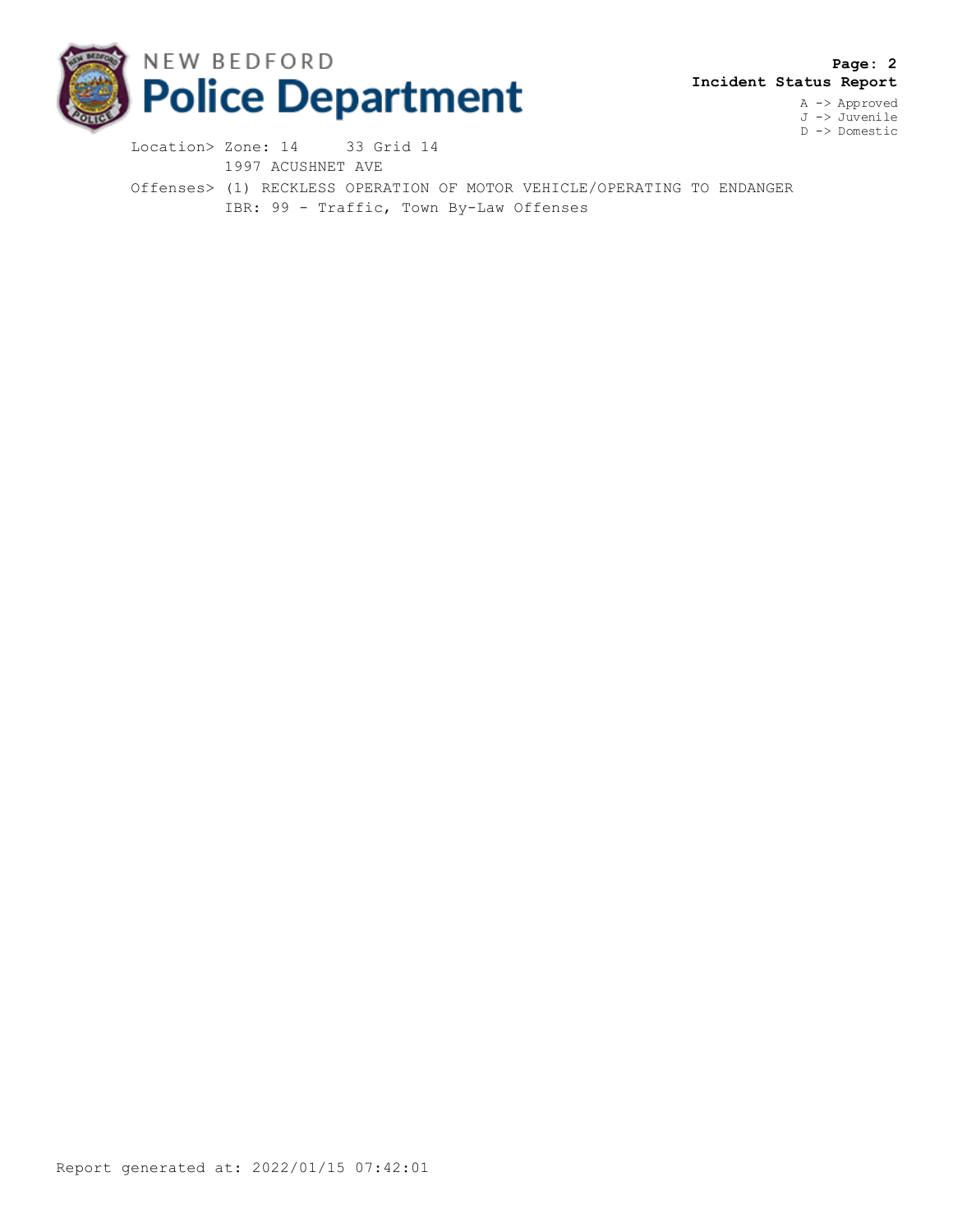Location> Zone: 14 33 Grid 14
1997 ACUSHNET AVE

Offenses> (1) RECKLESS OPERATION OF MOTOR VEHICLE/OPERATING TO ENDANGER
IBR: 99 - Traffic, Town By-Law Offenses